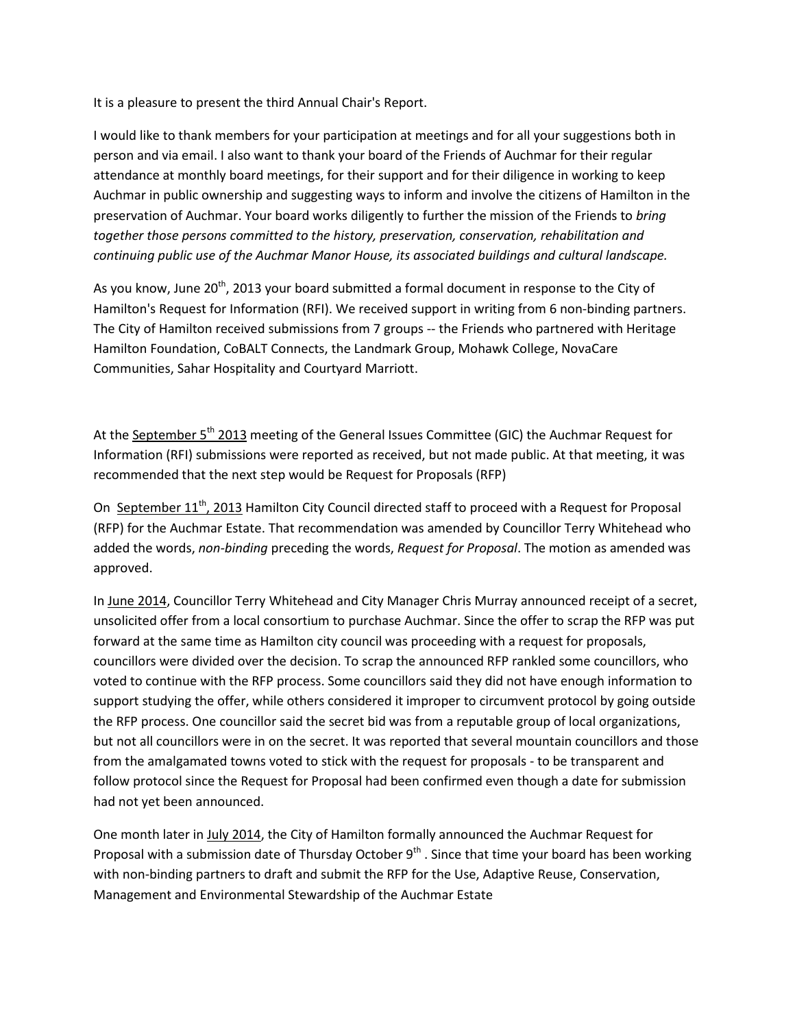It is a pleasure to present the third Annual Chair's Report.

I would like to thank members for your participation at meetings and for all your suggestions both in person and via email. I also want to thank your board of the Friends of Auchmar for their regular attendance at monthly board meetings, for their support and for their diligence in working to keep Auchmar in public ownership and suggesting ways to inform and involve the citizens of Hamilton in the preservation of Auchmar. Your board works diligently to further the mission of the Friends to *bring together those persons committed to the history, preservation, conservation, rehabilitation and continuing public use of the Auchmar Manor House, its associated buildings and cultural landscape.*

As you know, June 20th, 2013 your board submitted a formal document in response to the City of Hamilton's Request for Information (RFI). We received support in writing from 6 non-binding partners. The City of Hamilton received submissions from 7 groups -- the Friends who partnered with Heritage Hamilton Foundation, CoBALT Connects, the Landmark Group, Mohawk College, NovaCare Communities, Sahar Hospitality and Courtyard Marriott.

At the <u>September 5th 2013</u> meeting of the General Issues Committee (GIC) the Auchmar Request for Information (RFI) submissions were reported as received, but not made public. At that meeting, it was recommended that the next step would be Request for Proposals (RFP)

On <u>September 11th, 2013</u> Hamilton City Council directed staff to proceed with a Request for Proposal (RFP) for the Auchmar Estate. That recommendation was amended by Councillor Terry Whitehead who added the words, *non-binding* preceding the words, *Request for Proposal*. The motion as amended was approved.

In <u>June 2014</u>, Councillor Terry Whitehead and City Manager Chris Murray announced receipt of a secret, unsolicited offer from a local consortium to purchase Auchmar. Since the offer to scrap the RFP was put forward at the same time as Hamilton city council was proceeding with a request for proposals, councillors were divided over the decision. To scrap the announced RFP rankled some councillors, who voted to continue with the RFP process. Some councillors said they did not have enough information to support studying the offer, while others considered it improper to circumvent protocol by going outside the RFP process. One councillor said the secret bid was from a reputable group of local organizations, but not all councillors were in on the secret. It was reported that several mountain councillors and those from the amalgamated towns voted to stick with the request for proposals - to be transparent and follow protocol since the Request for Proposal had been confirmed even though a date for submission had not yet been announced.

One month later in <u>July 2014</u>, the City of Hamilton formally announced the Auchmar Request for Proposal with a submission date of Thursday October 9th . Since that time your board has been working with non-binding partners to draft and submit the RFP for the Use, Adaptive Reuse, Conservation, Management and Environmental Stewardship of the Auchmar Estate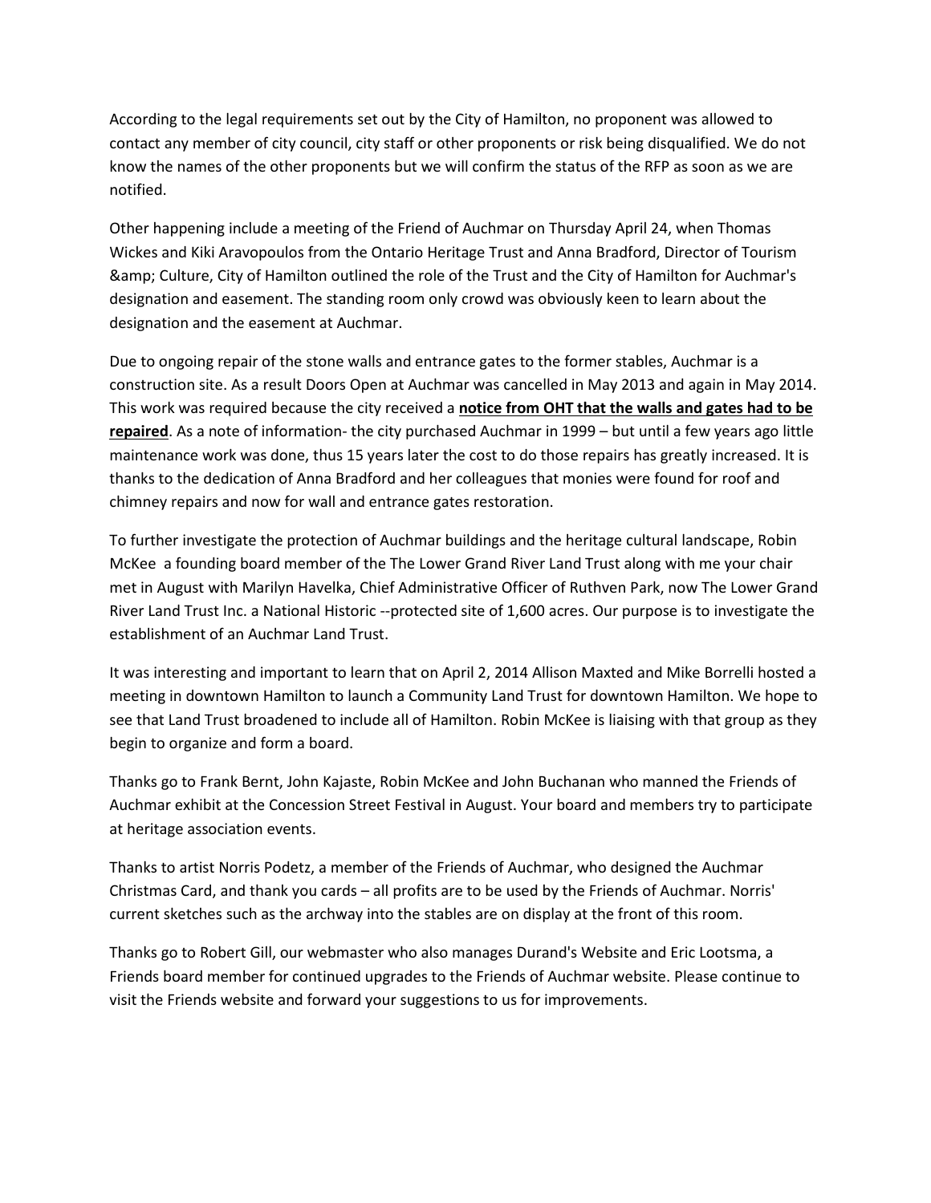According to the legal requirements set out by the City of Hamilton, no proponent was allowed to contact any member of city council, city staff or other proponents or risk being disqualified. We do not know the names of the other proponents but we will confirm the status of the RFP as soon as we are notified.

Other happening include a meeting of the Friend of Auchmar on Thursday April 24, when Thomas Wickes and Kiki Aravopoulos from the Ontario Heritage Trust and Anna Bradford, Director of Tourism &amp; Culture, City of Hamilton outlined the role of the Trust and the City of Hamilton for Auchmar's designation and easement. The standing room only crowd was obviously keen to learn about the designation and the easement at Auchmar.

Due to ongoing repair of the stone walls and entrance gates to the former stables, Auchmar is a construction site. As a result Doors Open at Auchmar was cancelled in May 2013 and again in May 2014. This work was required because the city received a **notice from OHT that the walls and gates had to be repaired**. As a note of information- the city purchased Auchmar in 1999 – but until a few years ago little maintenance work was done, thus 15 years later the cost to do those repairs has greatly increased. It is thanks to the dedication of Anna Bradford and her colleagues that monies were found for roof and chimney repairs and now for wall and entrance gates restoration.

To further investigate the protection of Auchmar buildings and the heritage cultural landscape, Robin McKee a founding board member of the The Lower Grand River Land Trust along with me your chair met in August with Marilyn Havelka, Chief Administrative Officer of Ruthven Park, now The Lower Grand River Land Trust Inc. a National Historic --protected site of 1,600 acres. Our purpose is to investigate the establishment of an Auchmar Land Trust.

It was interesting and important to learn that on April 2, 2014 Allison Maxted and Mike Borrelli hosted a meeting in downtown Hamilton to launch a Community Land Trust for downtown Hamilton. We hope to see that Land Trust broadened to include all of Hamilton. Robin McKee is liaising with that group as they begin to organize and form a board.

Thanks go to Frank Bernt, John Kajaste, Robin McKee and John Buchanan who manned the Friends of Auchmar exhibit at the Concession Street Festival in August. Your board and members try to participate at heritage association events.

Thanks to artist Norris Podetz, a member of the Friends of Auchmar, who designed the Auchmar Christmas Card, and thank you cards – all profits are to be used by the Friends of Auchmar. Norris' current sketches such as the archway into the stables are on display at the front of this room.

Thanks go to Robert Gill, our webmaster who also manages Durand's Website and Eric Lootsma, a Friends board member for continued upgrades to the Friends of Auchmar website. Please continue to visit the Friends website and forward your suggestions to us for improvements.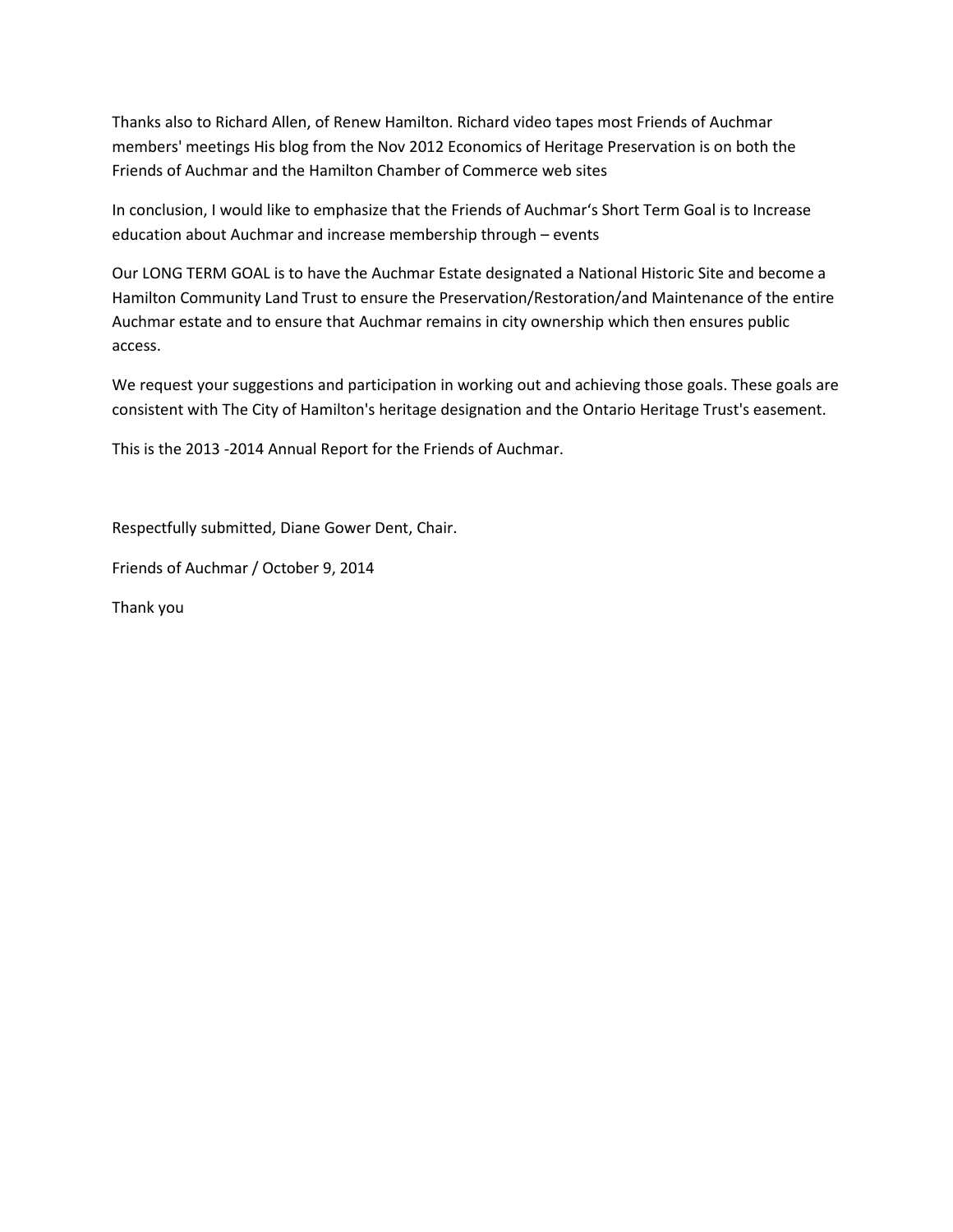Thanks also to Richard Allen, of Renew Hamilton. Richard video tapes most Friends of Auchmar members' meetings His blog from the Nov 2012 Economics of Heritage Preservation is on both the Friends of Auchmar and the Hamilton Chamber of Commerce web sites

In conclusion, I would like to emphasize that the Friends of Auchmar's Short Term Goal is to Increase education about Auchmar and increase membership through – events

Our LONG TERM GOAL is to have the Auchmar Estate designated a National Historic Site and become a Hamilton Community Land Trust to ensure the Preservation/Restoration/and Maintenance of the entire Auchmar estate and to ensure that Auchmar remains in city ownership which then ensures public access.

We request your suggestions and participation in working out and achieving those goals. These goals are consistent with The City of Hamilton's heritage designation and the Ontario Heritage Trust's easement.

This is the 2013 -2014 Annual Report for the Friends of Auchmar.

Respectfully submitted, Diane Gower Dent, Chair.

Friends of Auchmar / October 9, 2014

Thank you